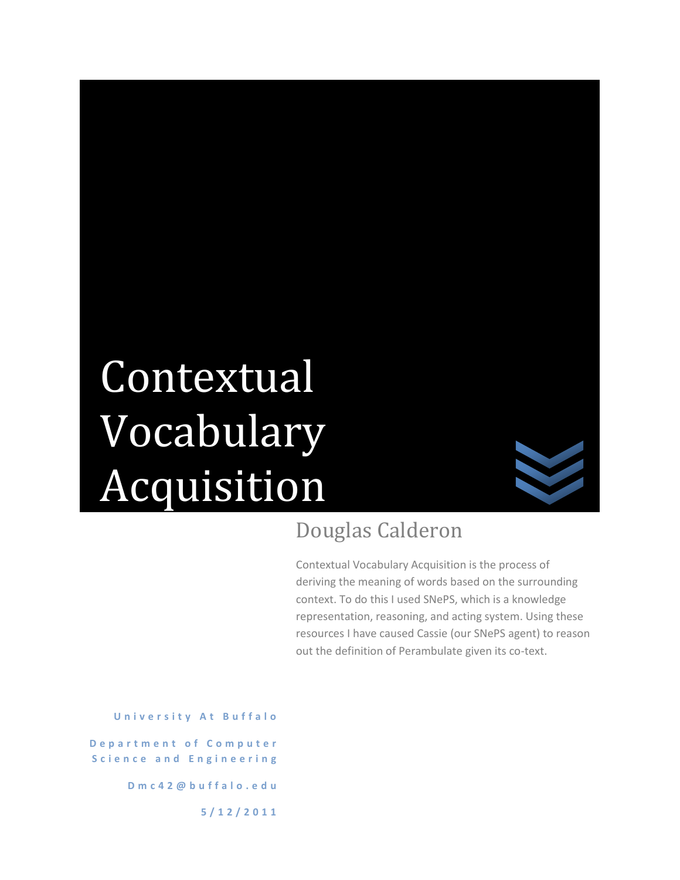# Contextual Vocabulary Acquisition

## Douglas Calderon

Contextual Vocabulary Acquisition is the process of deriving the meaning of words based on the surrounding context. To do this I used SNePS, which is a knowledge representation, reasoning, and acting system. Using these resources I have caused Cassie (our SNePS agent) to reason out the definition of Perambulate given its co-text.

University At Buffalo

Department of Computer Science and Engineering

Dmc42@buffalo.edu

5/12/2011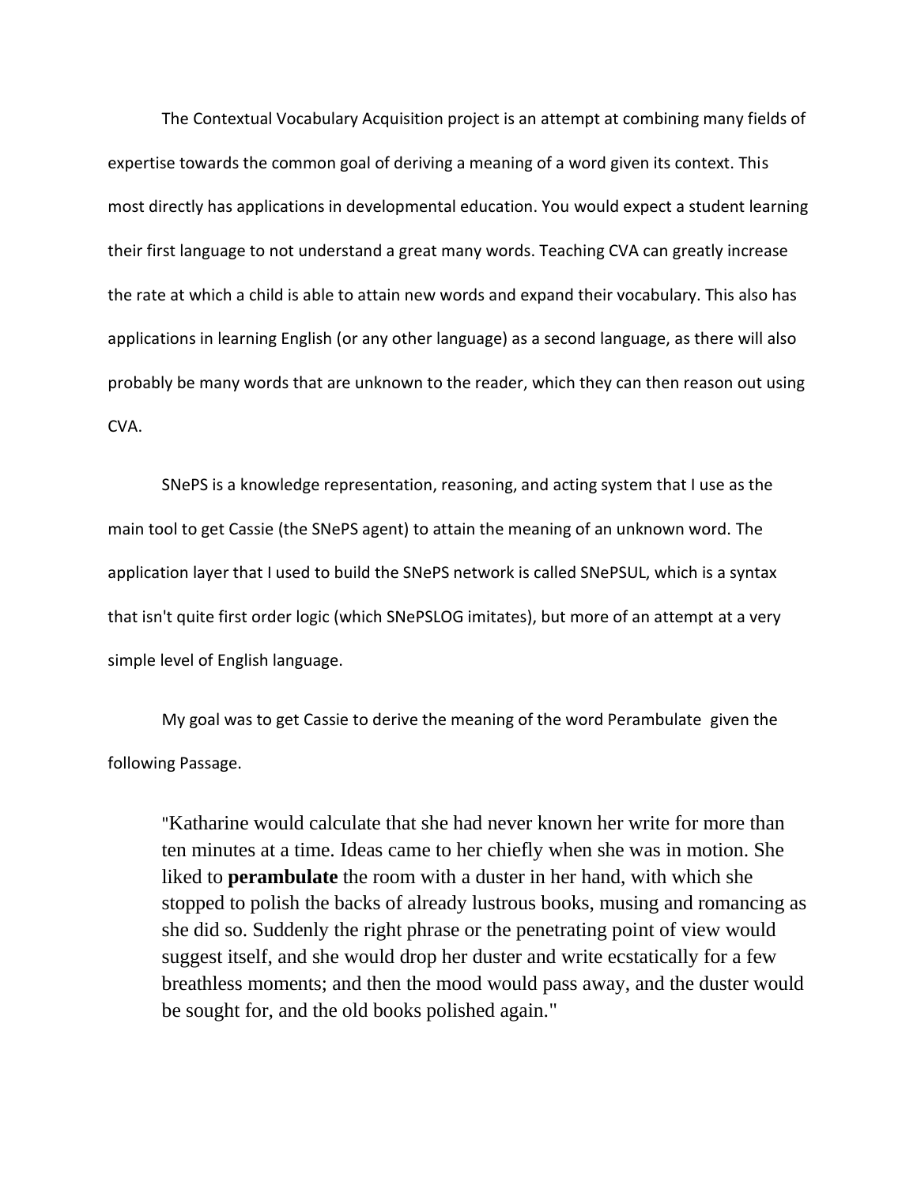The Contextual Vocabulary Acquisition project is an attempt at combining many fields of expertise towards the common goal of deriving a meaning of a word given its context. This most directly has applications in developmental education. You would expect a student learning their first language to not understand a great many words. Teaching CVA can greatly increase the rate at which a child is able to attain new words and expand their vocabulary. This also has applications in learning English (or any other language) as a second language, as there will also probably be many words that are unknown to the reader, which they can then reason out using CVA.

SNePS is a knowledge representation, reasoning, and acting system that I use as the main tool to get Cassie (the SNePS agent) to attain the meaning of an unknown word. The application layer that I used to build the SNePS network is called SNePSUL, which is a syntax that isn't quite first order logic (which SNePSLOG imitates), but more of an attempt at a very simple level of English language.

My goal was to get Cassie to derive the meaning of the word Perambulate given the following Passage.

> "Katharine would calculate that she had never known her write for more than ten minutes at a time. Ideas came to her chiefly when she was in motion. She liked to **perambulate** the room with a duster in her hand, with which she stopped to polish the backs of already lustrous books, musing and romancing as she did so. Suddenly the right phrase or the penetrating point of view would suggest itself, and she would drop her duster and write ecstatically for a few breathless moments; and then the mood would pass away, and the duster would be sought for, and the old books polished again."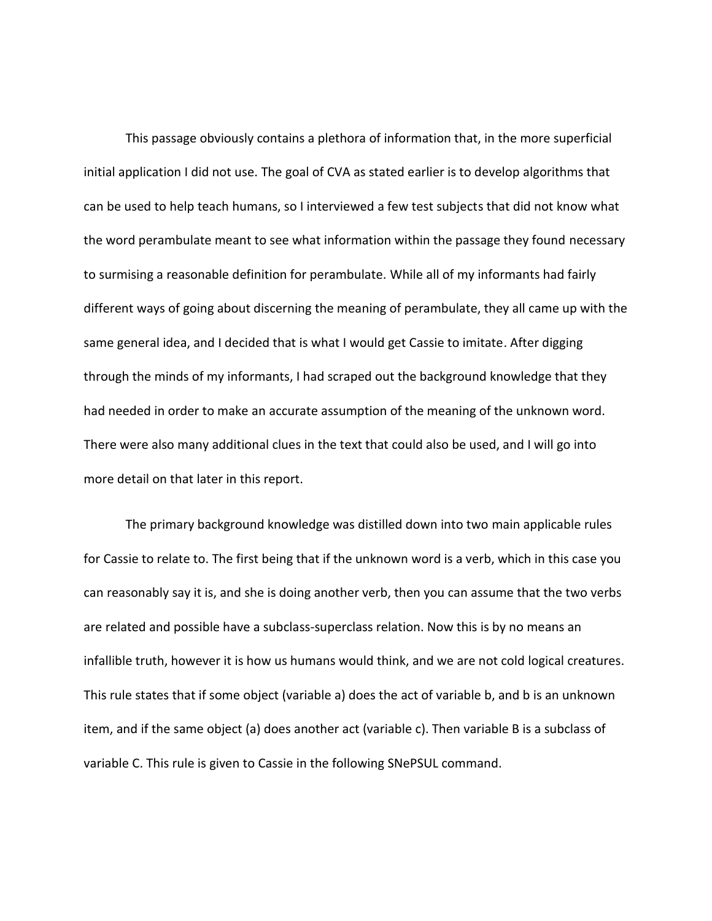This passage obviously contains a plethora of information that, in the more superficial initial application I did not use. The goal of CVA as stated earlier is to develop algorithms that can be used to help teach humans, so I interviewed a few test subjects that did not know what the word perambulate meant to see what information within the passage they found necessary to surmising a reasonable definition for perambulate. While all of my informants had fairly different ways of going about discerning the meaning of perambulate, they all came up with the same general idea, and I decided that is what I would get Cassie to imitate. After digging through the minds of my informants, I had scraped out the background knowledge that they had needed in order to make an accurate assumption of the meaning of the unknown word. There were also many additional clues in the text that could also be used, and I will go into more detail on that later in this report.

The primary background knowledge was distilled down into two main applicable rules for Cassie to relate to. The first being that if the unknown word is a verb, which in this case you can reasonably say it is, and she is doing another verb, then you can assume that the two verbs are related and possible have a subclass-superclass relation. Now this is by no means an infallible truth, however it is how us humans would think, and we are not cold logical creatures. This rule states that if some object (variable a) does the act of variable b, and b is an unknown item, and if the same object (a) does another act (variable c). Then variable B is a subclass of variable C. This rule is given to Cassie in the following SNePSUL command.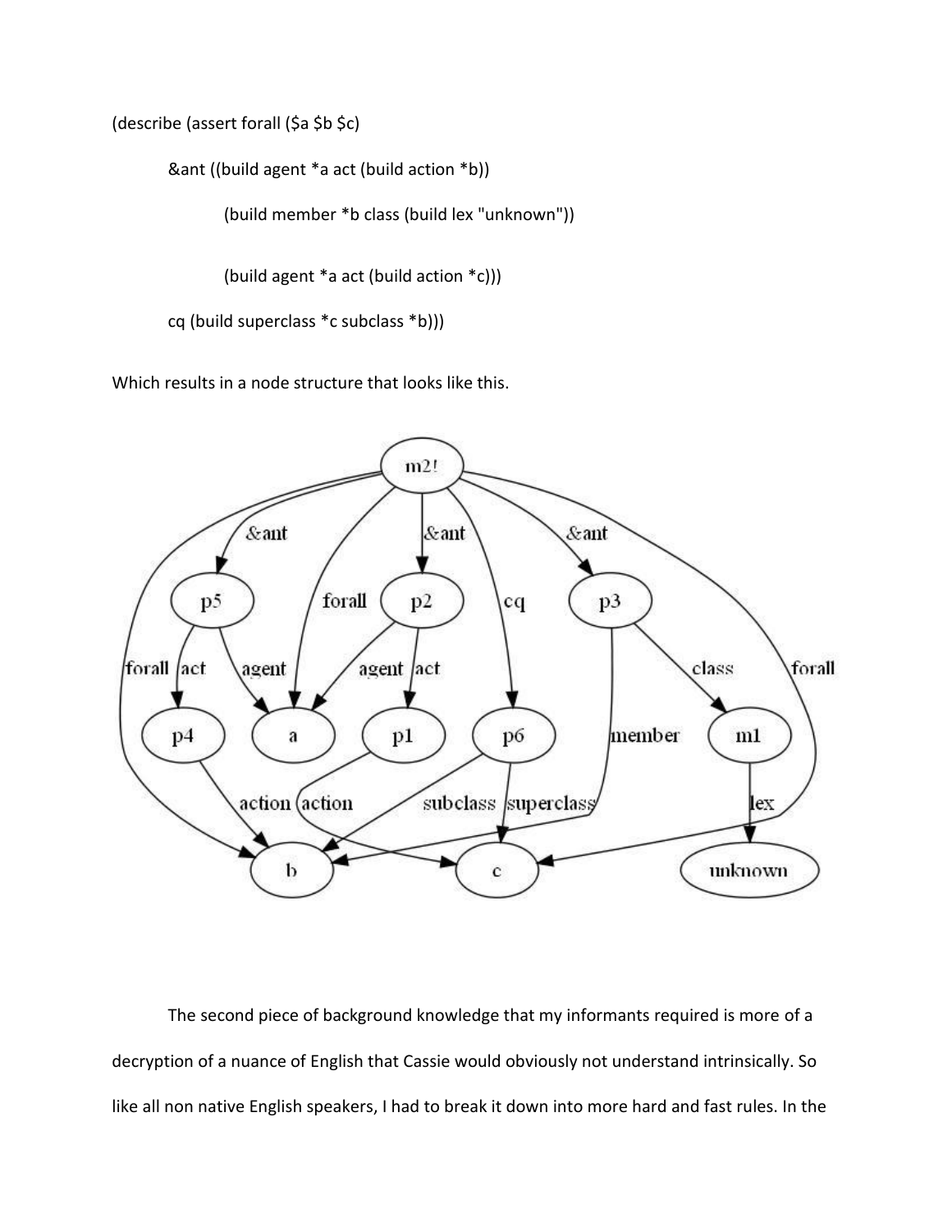```
(describe (assert forall ($a $b $c)

        &ant ((build agent *a act (build action *b))

                (build member *b class (build lex "unknown"))


                (build agent *a act (build action *c)))

        cq (build superclass *c subclass *b)))
```

Which results in a node structure that looks like this.

The second piece of background knowledge that my informants required is more of a decryption of a nuance of English that Cassie would obviously not understand intrinsically. So like all non native English speakers, I had to break it down into more hard and fast rules. In the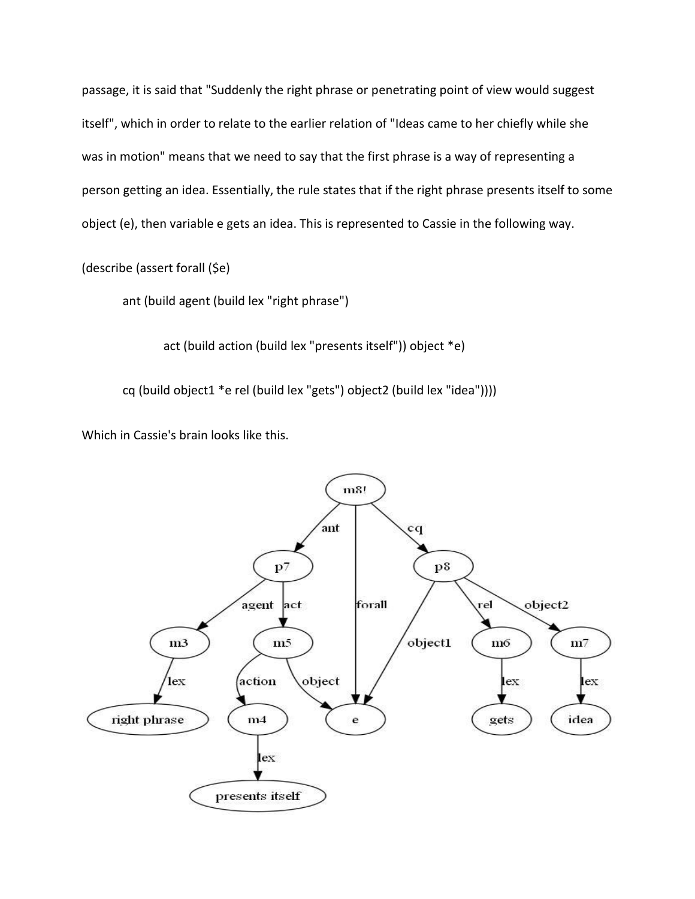passage, it is said that "Suddenly the right phrase or penetrating point of view would suggest itself", which in order to relate to the earlier relation of "Ideas came to her chiefly while she was in motion" means that we need to say that the first phrase is a way of representing a person getting an idea. Essentially, the rule states that if the right phrase presents itself to some object (e), then variable e gets an idea. This is represented to Cassie in the following way.

```
(describe (assert forall ($e)
      ant (build agent (build lex "right phrase")
            act (build action (build lex "presents itself")) object *e)
      cq (build object1 *e rel (build lex "gets") object2 (build lex "idea"))))
```

Which in Cassie's brain looks like this.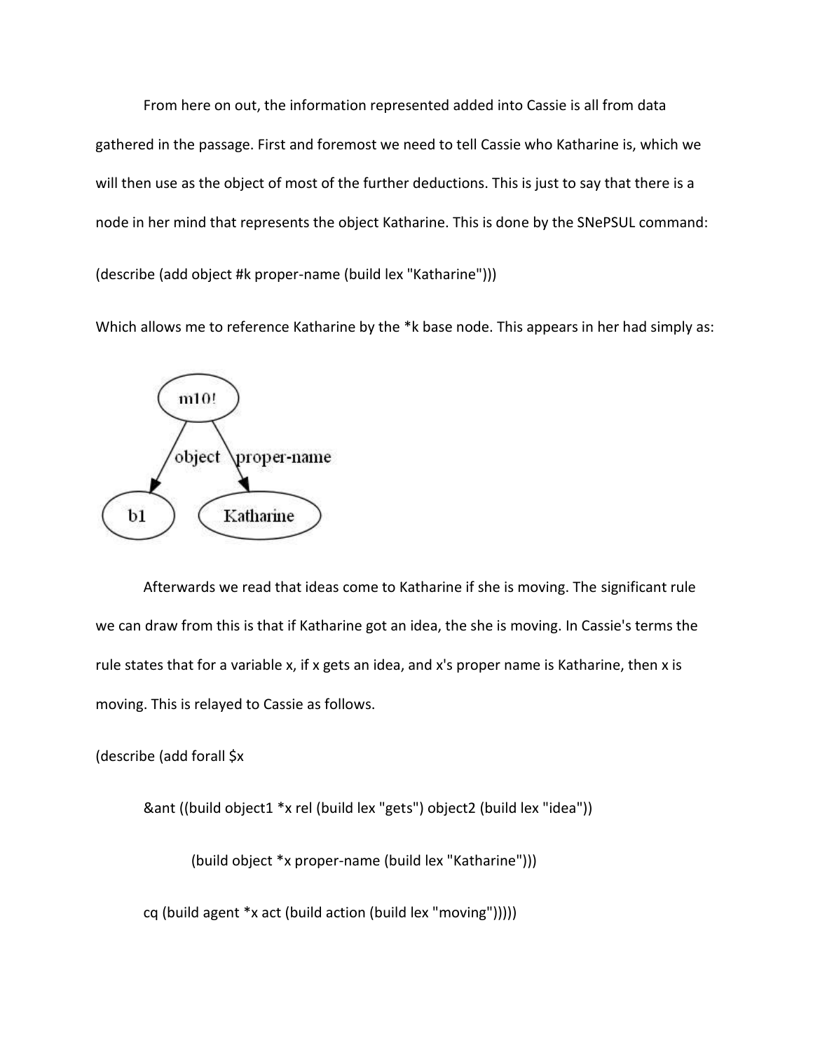From here on out, the information represented added into Cassie is all from data gathered in the passage. First and foremost we need to tell Cassie who Katharine is, which we will then use as the object of most of the further deductions. This is just to say that there is a node in her mind that represents the object Katharine. This is done by the SNePSUL command:

```
(describe (add object #k proper-name (build lex "Katharine")))
```

Which allows me to reference Katharine by the *k base node. This appears in her had simply as:

Afterwards we read that ideas come to Katharine if she is moving. The significant rule we can draw from this is that if Katharine got an idea, the she is moving. In Cassie's terms the rule states that for a variable x, if x gets an idea, and x's proper name is Katharine, then x is moving. This is relayed to Cassie as follows.

```
(describe (add forall $x
	&ant ((build object1 *x rel (build lex "gets") object2 (build lex "idea"))
		(build object *x proper-name (build lex "Katharine")))
	cq (build agent *x act (build action (build lex "moving")))))
```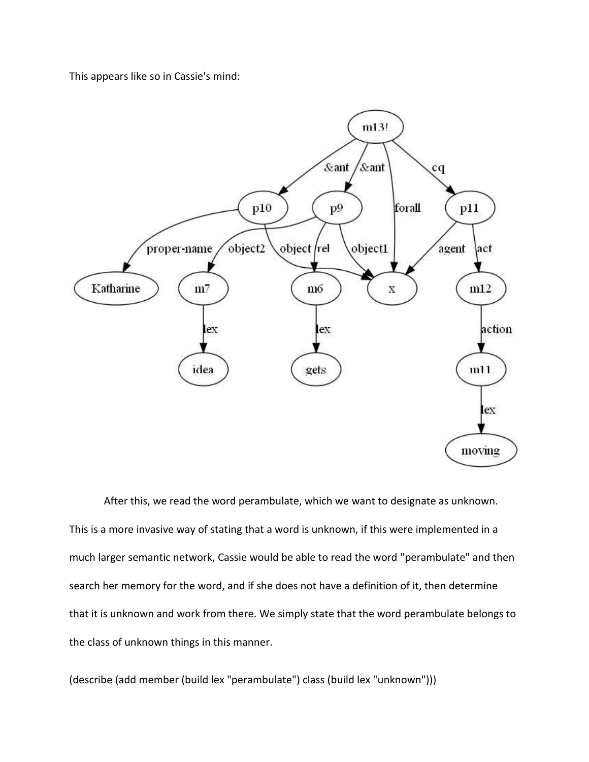This appears like so in Cassie's mind:

After this, we read the word perambulate, which we want to designate as unknown. This is a more invasive way of stating that a word is unknown, if this were implemented in a much larger semantic network, Cassie would be able to read the word "perambulate" and then search her memory for the word, and if she does not have a definition of it, then determine that it is unknown and work from there. We simply state that the word perambulate belongs to the class of unknown things in this manner.

```
(describe (add member (build lex "perambulate") class (build lex "unknown")))
```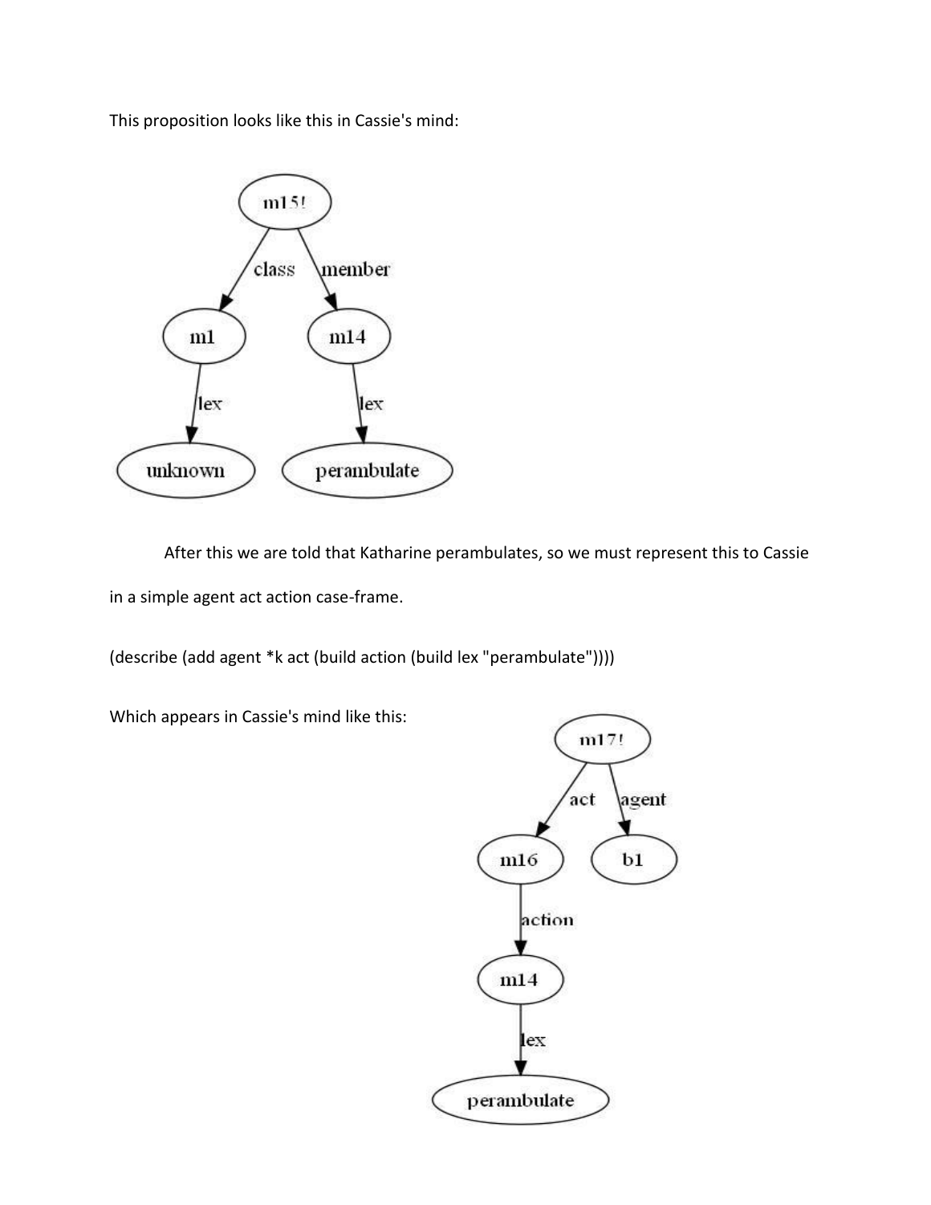This proposition looks like this in Cassie's mind:

After this we are told that Katharine perambulates, so we must represent this to Cassie in a simple agent act action case-frame.

```
(describe (add agent *k act (build action (build lex "perambulate"))))
```

Which appears in Cassie's mind like this: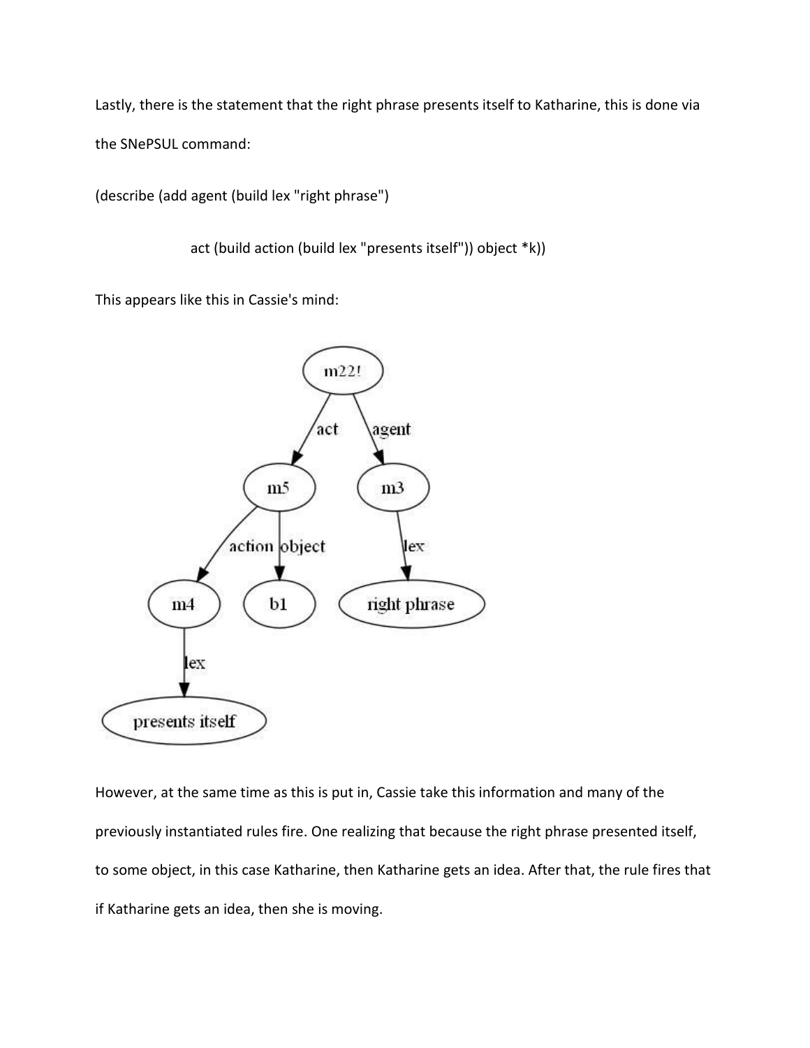Lastly, there is the statement that the right phrase presents itself to Katharine, this is done via the SNePSUL command:

```
(describe (add agent (build lex "right phrase")

                    act (build action (build lex "presents itself")) object *k))
```

This appears like this in Cassie's mind:

However, at the same time as this is put in, Cassie take this information and many of the previously instantiated rules fire. One realizing that because the right phrase presented itself, to some object, in this case Katharine, then Katharine gets an idea. After that, the rule fires that if Katharine gets an idea, then she is moving.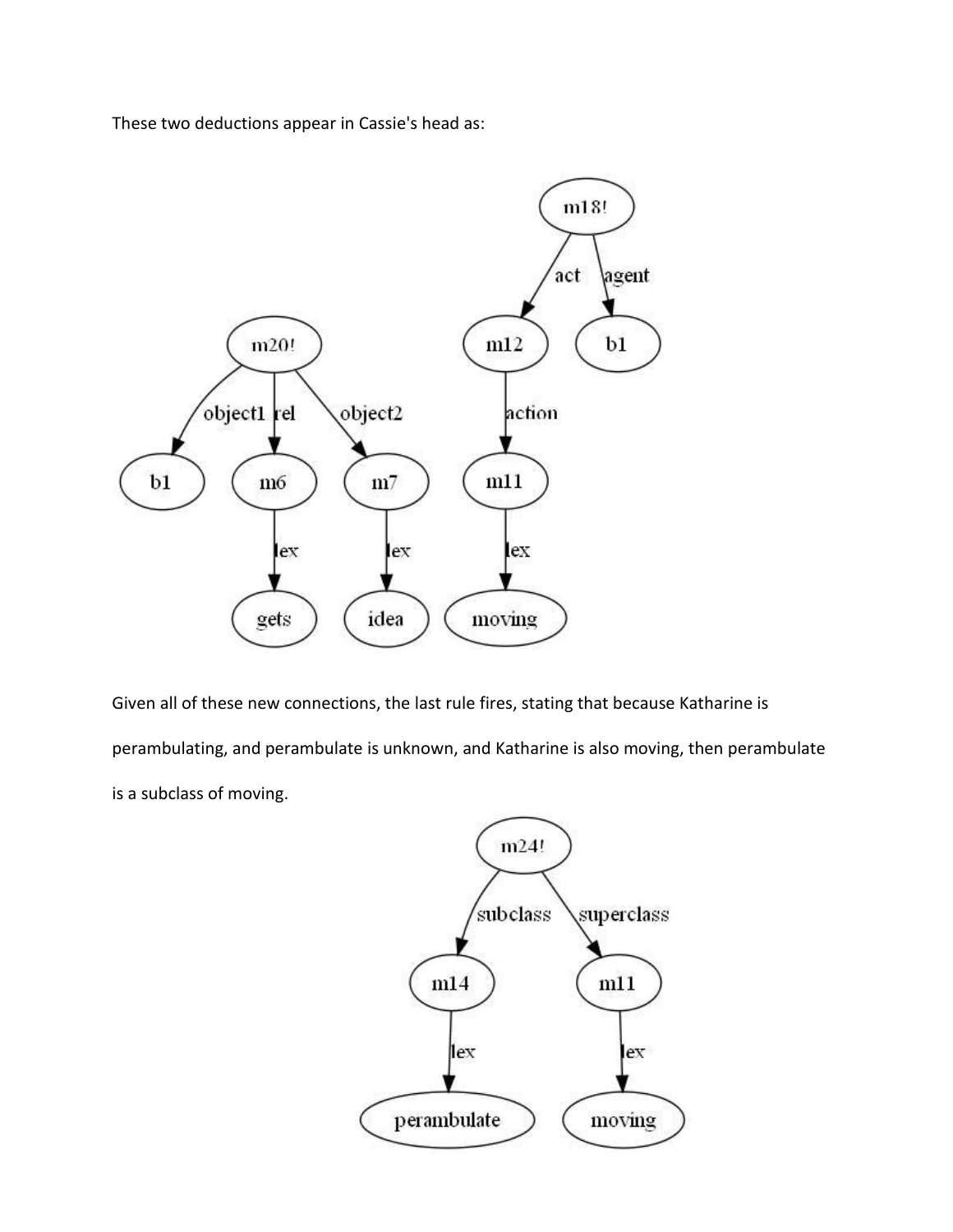These two deductions appear in Cassie's head as:

Given all of these new connections, the last rule fires, stating that because Katharine is perambulating, and perambulate is unknown, and Katharine is also moving, then perambulate is a subclass of moving.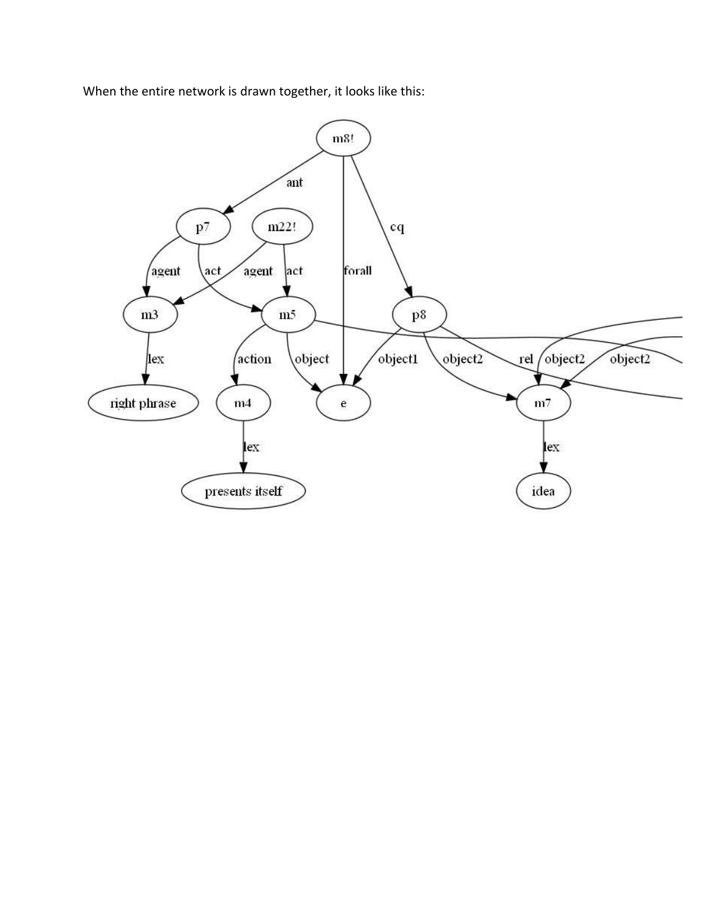When the entire network is drawn together, it looks like this: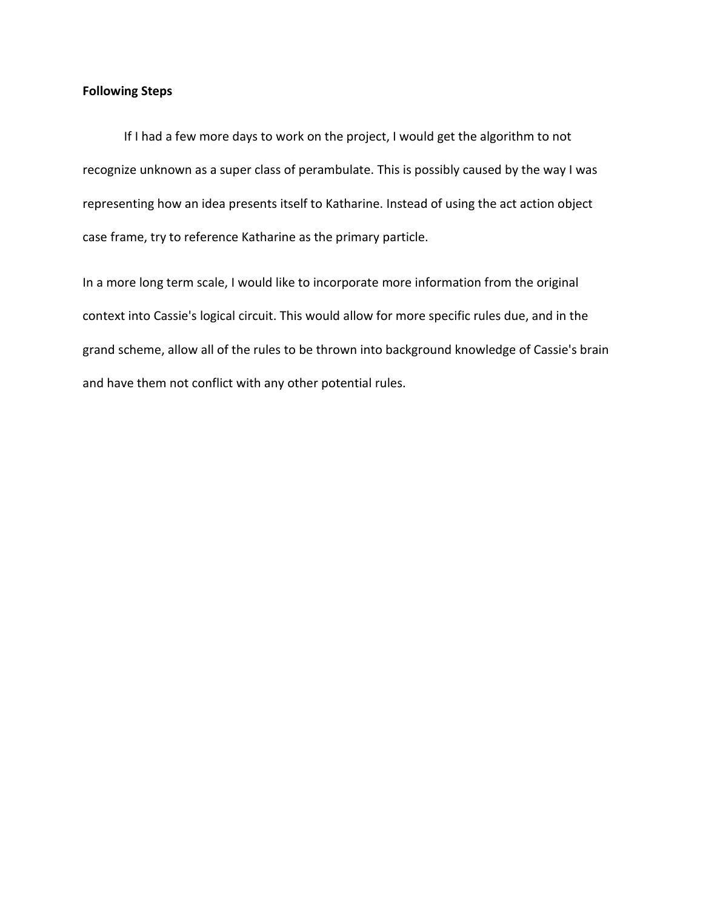**Following Steps**

If I had a few more days to work on the project, I would get the algorithm to not recognize unknown as a super class of perambulate. This is possibly caused by the way I was representing how an idea presents itself to Katharine. Instead of using the act action object case frame, try to reference Katharine as the primary particle.

In a more long term scale, I would like to incorporate more information from the original context into Cassie's logical circuit. This would allow for more specific rules due, and in the grand scheme, allow all of the rules to be thrown into background knowledge of Cassie's brain and have them not conflict with any other potential rules.